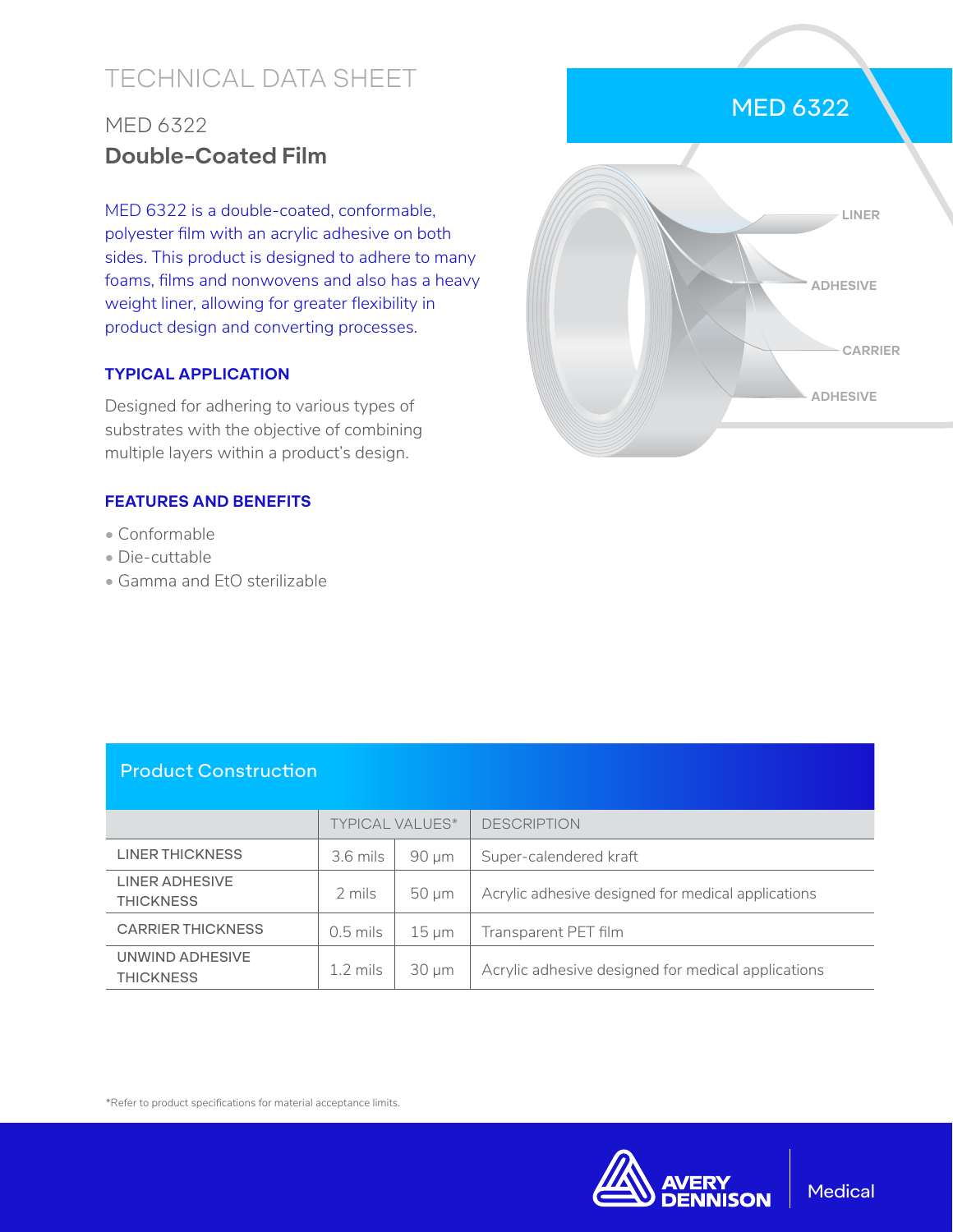# TECHNICAL DATA SHEET

## MED 6322

## **Double-Coated Film**

MED 6322 is a double-coated, conformable, polyester film with an acrylic adhesive on both sides. This product is designed to adhere to many foams, films and nonwovens and also has a heavy weight liner, allowing for greater flexibility in product design and converting processes.

MED 6322

LINER

ADHESIVE

CARRIER

ADHESIVE

### TYPICAL APPLICATION

Designed for adhering to various types of substrates with the objective of combining multiple layers within a product's design.

### FEATURES AND BENEFITS

- Conformable
- Die-cuttable
- Gamma and EtO sterilizable

## Product Construction

| | TYPICAL VALUES* | | DESCRIPTION |
|---|---|---|---|
| LINER THICKNESS | 3.6 mils | 90 µm | Super-calendered kraft |
| LINER ADHESIVE THICKNESS | 2 mils | 50 µm | Acrylic adhesive designed for medical applications |
| CARRIER THICKNESS | 0.5 mils | 15 µm | Transparent PET film |
| UNWIND ADHESIVE THICKNESS | 1.2 mils | 30 µm | Acrylic adhesive designed for medical applications |

*Refer to product specifications for material acceptance limits.

AVERY DENNISON | Medical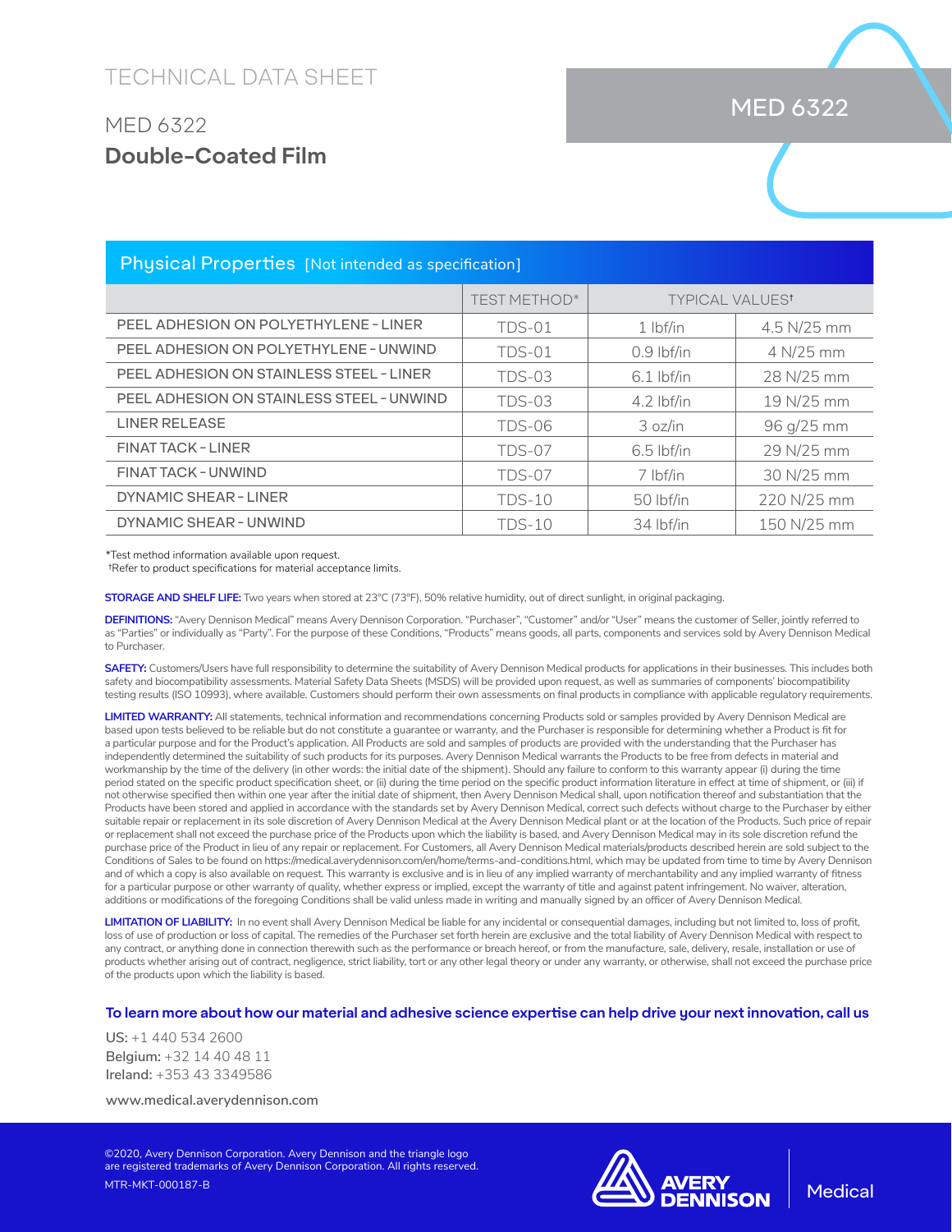# TECHNICAL DATA SHEET

## MED 6322

## Double-Coated Film

MED 6322

### Physical Properties [Not intended as specification]

| | TEST METHOD* | TYPICAL VALUES† | |
|---|---|---|---|
| PEEL ADHESION ON POLYETHYLENE - LINER | TDS-01 | 1 lbf/in | 4.5 N/25 mm |
| PEEL ADHESION ON POLYETHYLENE - UNWIND | TDS-01 | 0.9 lbf/in | 4 N/25 mm |
| PEEL ADHESION ON STAINLESS STEEL - LINER | TDS-03 | 6.1 lbf/in | 28 N/25 mm |
| PEEL ADHESION ON STAINLESS STEEL - UNWIND | TDS-03 | 4.2 lbf/in | 19 N/25 mm |
| LINER RELEASE | TDS-06 | 3 oz/in | 96 g/25 mm |
| FINAT TACK - LINER | TDS-07 | 6.5 lbf/in | 29 N/25 mm |
| FINAT TACK - UNWIND | TDS-07 | 7 lbf/in | 30 N/25 mm |
| DYNAMIC SHEAR - LINER | TDS-10 | 50 lbf/in | 220 N/25 mm |
| DYNAMIC SHEAR - UNWIND | TDS-10 | 34 lbf/in | 150 N/25 mm |

*Test method information available upon request.
†Refer to product specifications for material acceptance limits.

**STORAGE AND SHELF LIFE:** Two years when stored at 23°C (73°F), 50% relative humidity, out of direct sunlight, in original packaging.

**DEFINITIONS:** "Avery Dennison Medical" means Avery Dennison Corporation. "Purchaser", "Customer" and/or "User" means the customer of Seller, jointly referred to as "Parties" or individually as "Party". For the purpose of these Conditions, "Products" means goods, all parts, components and services sold by Avery Dennison Medical to Purchaser.

**SAFETY:** Customers/Users have full responsibility to determine the suitability of Avery Dennison Medical products for applications in their businesses. This includes both safety and biocompatibility assessments. Material Safety Data Sheets (MSDS) will be provided upon request, as well as summaries of components' biocompatibility testing results (ISO 10993), where available. Customers should perform their own assessments on final products in compliance with applicable regulatory requirements.

**LIMITED WARRANTY:** All statements, technical information and recommendations concerning Products sold or samples provided by Avery Dennison Medical are based upon tests believed to be reliable but do not constitute a guarantee or warranty, and the Purchaser is responsible for determining whether a Product is fit for a particular purpose and for the Product's application. All Products are sold and samples of products are provided with the understanding that the Purchaser has independently determined the suitability of such products for its purposes. Avery Dennison Medical warrants the Products to be free from defects in material and workmanship by the time of the delivery (in other words: the initial date of the shipment). Should any failure to conform to this warranty appear (i) during the time period stated on the specific product specification sheet, or (ii) during the time period on the specific product information literature in effect at time of shipment, or (iii) if not otherwise specified then within one year after the initial date of shipment, then Avery Dennison Medical shall, upon notification thereof and substantiation that the Products have been stored and applied in accordance with the standards set by Avery Dennison Medical, correct such defects without charge to the Purchaser by either suitable repair or replacement in its sole discretion of Avery Dennison Medical at the Avery Dennison Medical plant or at the location of the Products. Such price of repair or replacement shall not exceed the purchase price of the Products upon which the liability is based, and Avery Dennison Medical may in its sole discretion refund the purchase price of the Product in lieu of any repair or replacement. For Customers, all Avery Dennison Medical materials/products described herein are sold subject to the Conditions of Sales to be found on https://medical.averydennison.com/en/home/terms-and-conditions.html, which may be updated from time to time by Avery Dennison and of which a copy is also available on request. This warranty is exclusive and is in lieu of any implied warranty of merchantability and any implied warranty of fitness for a particular purpose or other warranty of quality, whether express or implied, except the warranty of title and against patent infringement. No waiver, alteration, additions or modifications of the foregoing Conditions shall be valid unless made in writing and manually signed by an officer of Avery Dennison Medical.

**LIMITATION OF LIABILITY:** In no event shall Avery Dennison Medical be liable for any incidental or consequential damages, including but not limited to, loss of profit, loss of use of production or loss of capital. The remedies of the Purchaser set forth herein are exclusive and the total liability of Avery Dennison Medical with respect to any contract, or anything done in connection therewith such as the performance or breach hereof, or from the manufacture, sale, delivery, resale, installation or use of products whether arising out of contract, negligence, strict liability, tort or any other legal theory or under any warranty, or otherwise, shall not exceed the purchase price of the products upon which the liability is based.

**To learn more about how our material and adhesive science expertise can help drive your next innovation, call us**

**US:** +1 440 534 2600
**Belgium:** +32 14 40 48 11
**Ireland:** +353 43 3349586

www.medical.averydennison.com

©2020, Avery Dennison Corporation. Avery Dennison and the triangle logo are registered trademarks of Avery Dennison Corporation. All rights reserved.

MTR-MKT-000187-B

AVERY DENNISON Medical